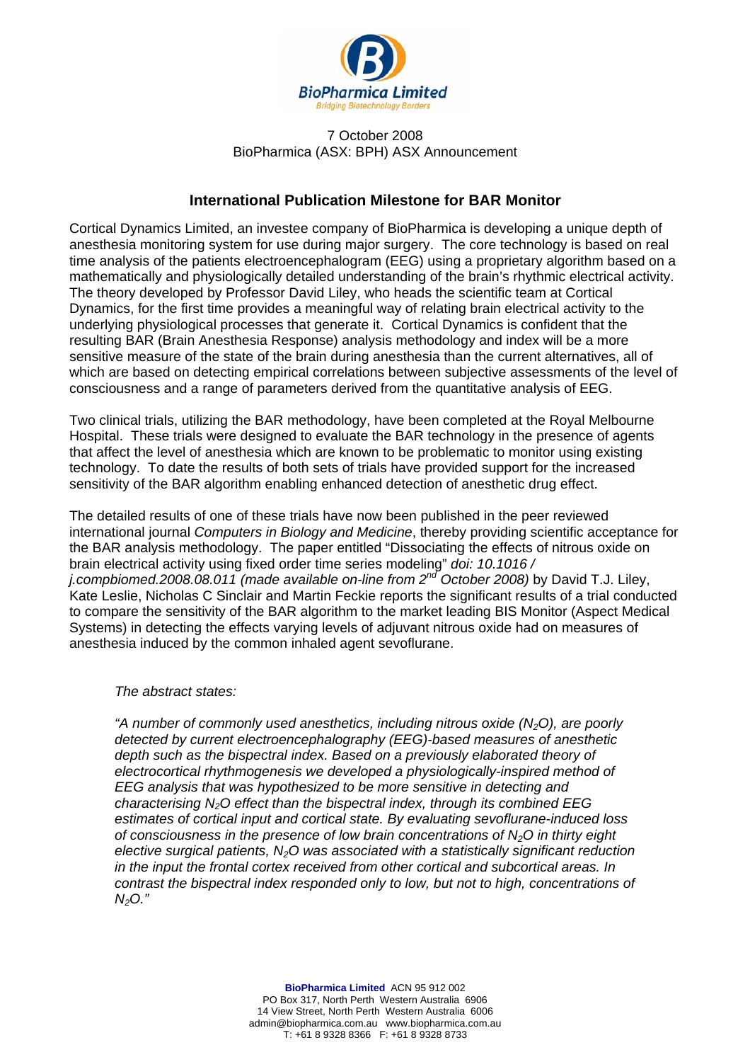BioPharmica Limited
*Bridging Biotechnology Borders*

7 October 2008
BioPharmica (ASX: BPH) ASX Announcement

## International Publication Milestone for BAR Monitor

Cortical Dynamics Limited, an investee company of BioPharmica is developing a unique depth of anesthesia monitoring system for use during major surgery. The core technology is based on real time analysis of the patients electroencephalogram (EEG) using a proprietary algorithm based on a mathematically and physiologically detailed understanding of the brain's rhythmic electrical activity. The theory developed by Professor David Liley, who heads the scientific team at Cortical Dynamics, for the first time provides a meaningful way of relating brain electrical activity to the underlying physiological processes that generate it. Cortical Dynamics is confident that the resulting BAR (Brain Anesthesia Response) analysis methodology and index will be a more sensitive measure of the state of the brain during anesthesia than the current alternatives, all of which are based on detecting empirical correlations between subjective assessments of the level of consciousness and a range of parameters derived from the quantitative analysis of EEG.

Two clinical trials, utilizing the BAR methodology, have been completed at the Royal Melbourne Hospital. These trials were designed to evaluate the BAR technology in the presence of agents that affect the level of anesthesia which are known to be problematic to monitor using existing technology. To date the results of both sets of trials have provided support for the increased sensitivity of the BAR algorithm enabling enhanced detection of anesthetic drug effect.

The detailed results of one of these trials have now been published in the peer reviewed international journal *Computers in Biology and Medicine*, thereby providing scientific acceptance for the BAR analysis methodology. The paper entitled "Dissociating the effects of nitrous oxide on brain electrical activity using fixed order time series modeling" *doi: 10.1016 / j.compbiomed.2008.08.011 (made available on-line from 2nd October 2008)* by David T.J. Liley, Kate Leslie, Nicholas C Sinclair and Martin Feckie reports the significant results of a trial conducted to compare the sensitivity of the BAR algorithm to the market leading BIS Monitor (Aspect Medical Systems) in detecting the effects varying levels of adjuvant nitrous oxide had on measures of anesthesia induced by the common inhaled agent sevoflurane.

> *The abstract states:*
>
> *"A number of commonly used anesthetics, including nitrous oxide ($N_2O$), are poorly detected by current electroencephalography (EEG)-based measures of anesthetic depth such as the bispectral index. Based on a previously elaborated theory of electrocortical rhythmogenesis we developed a physiologically-inspired method of EEG analysis that was hypothesized to be more sensitive in detecting and characterising $N_2O$ effect than the bispectral index, through its combined EEG estimates of cortical input and cortical state. By evaluating sevoflurane-induced loss of consciousness in the presence of low brain concentrations of $N_2O$ in thirty eight elective surgical patients, $N_2O$ was associated with a statistically significant reduction in the input the frontal cortex received from other cortical and subcortical areas. In contrast the bispectral index responded only to low, but not to high, concentrations of $N_2O$."*

**BioPharmica Limited** ACN 95 912 002
PO Box 317, North Perth Western Australia 6906
14 View Street, North Perth Western Australia 6006
admin@biopharmica.com.au www.biopharmica.com.au
T: +61 8 9328 8366 F: +61 8 9328 8733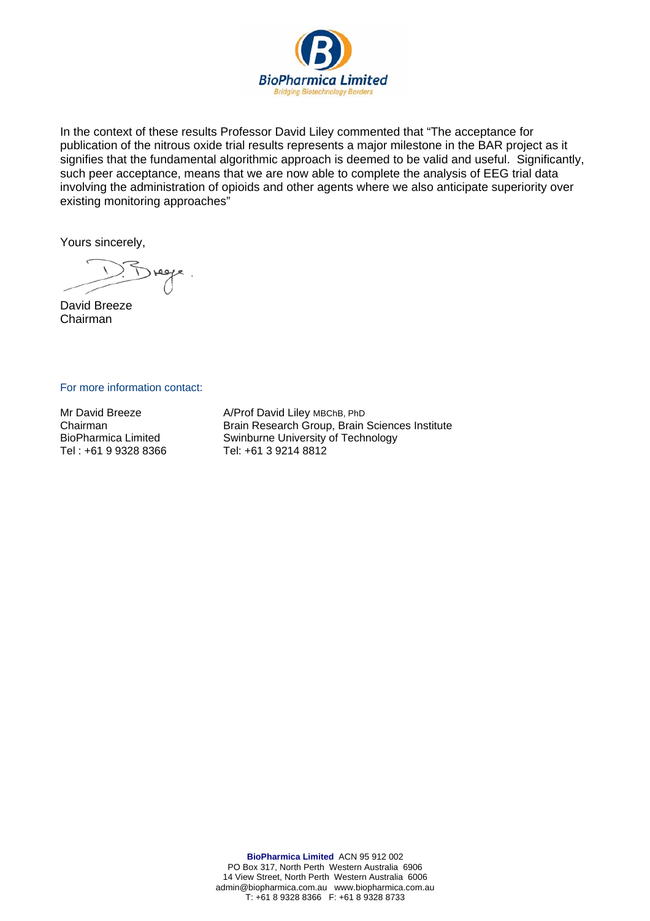In the context of these results Professor David Liley commented that "The acceptance for publication of the nitrous oxide trial results represents a major milestone in the BAR project as it signifies that the fundamental algorithmic approach is deemed to be valid and useful. Significantly, such peer acceptance, means that we are now able to complete the analysis of EEG trial data involving the administration of opioids and other agents where we also anticipate superiority over existing monitoring approaches"

Yours sincerely,

David Breeze
Chairman

For more information contact:

| | |
|---|---|
| Mr David Breeze | A/Prof David Liley MBChB, PhD |
| Chairman | Brain Research Group, Brain Sciences Institute |
| BioPharmica Limited | Swinburne University of Technology |
| Tel : +61 9 9328 8366 | Tel: +61 3 9214 8812 |

**BioPharmica Limited** ACN 95 912 002
PO Box 317, North Perth Western Australia 6906
14 View Street, North Perth Western Australia 6006
admin@biopharmica.com.au www.biopharmica.com.au
T: +61 8 9328 8366 F: +61 8 9328 8733